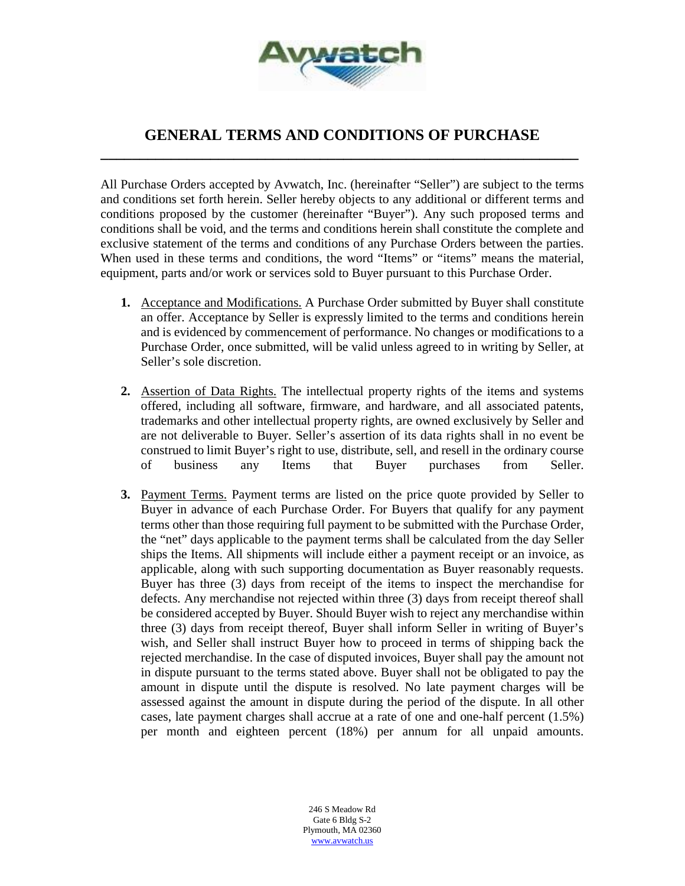# GENERAL TERMS AND CONDITIONS OF PURCHASE

All Purchase Orders accepted by Avwatch, Inc. (hereinafter "Seller") are subject to the terms and conditions set forth herein. Seller hereby objects to any additional or different terms and conditions proposed by the customer (hereinafter "Buyer"). Any such proposed terms and conditions shall be void, and the terms and conditions herein shall constitute the complete and exclusive statement of the terms and conditions of any Purchase Orders between the parties. When used in these terms and conditions, the word "Items" or "items" means the material, equipment, parts and/or work or services sold to Buyer pursuant to this Purchase Order.

1. Acceptance and Modifications. A Purchase Order submitted by Buyer shall constitute an offer. Acceptance by Seller is expressly limited to the terms and conditions herein and is evidenced by commencement of performance. No changes or modifications to a Purchase Order, once submitted, will be valid unless agreed to in writing by Seller, at Seller's sole discretion.

2. Assertion of Data Rights. The intellectual property rights of the items and systems offered, including all software, firmware, and hardware, and all associated patents, trademarks and other intellectual property rights, are owned exclusively by Seller and are not deliverable to Buyer. Seller's assertion of its data rights shall in no event be construed to limit Buyer's right to use, distribute, sell, and resell in the ordinary course of business any Items that Buyer purchases from Seller.

3. Payment Terms. Payment terms are listed on the price quote provided by Seller to Buyer in advance of each Purchase Order. For Buyers that qualify for any payment terms other than those requiring full payment to be submitted with the Purchase Order, the "net" days applicable to the payment terms shall be calculated from the day Seller ships the Items. All shipments will include either a payment receipt or an invoice, as applicable, along with such supporting documentation as Buyer reasonably requests. Buyer has three (3) days from receipt of the items to inspect the merchandise for defects. Any merchandise not rejected within three (3) days from receipt thereof shall be considered accepted by Buyer. Should Buyer wish to reject any merchandise within three (3) days from receipt thereof, Buyer shall inform Seller in writing of Buyer's wish, and Seller shall instruct Buyer how to proceed in terms of shipping back the rejected merchandise. In the case of disputed invoices, Buyer shall pay the amount not in dispute pursuant to the terms stated above. Buyer shall not be obligated to pay the amount in dispute until the dispute is resolved. No late payment charges will be assessed against the amount in dispute during the period of the dispute. In all other cases, late payment charges shall accrue at a rate of one and one-half percent (1.5%) per month and eighteen percent (18%) per annum for all unpaid amounts.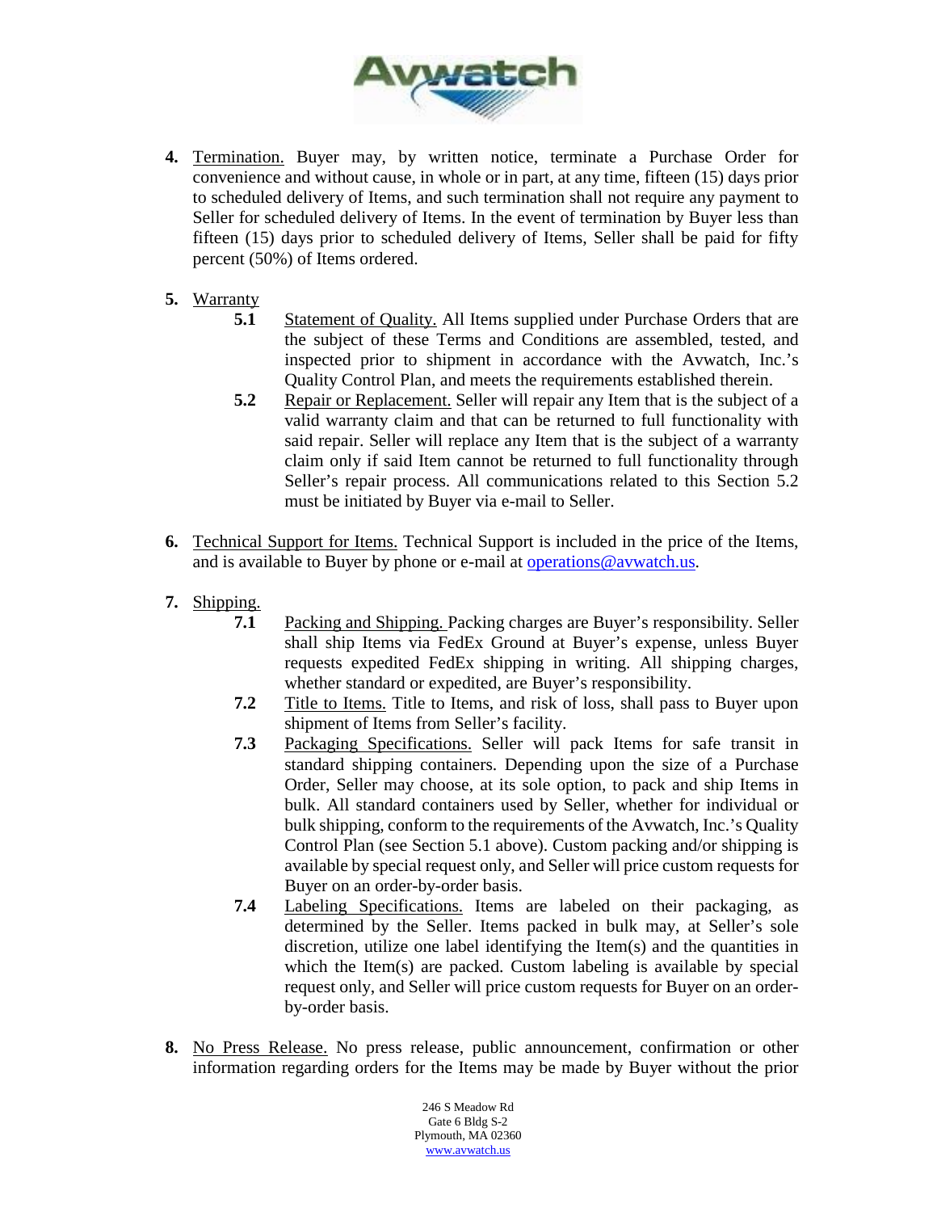4. Termination. Buyer may, by written notice, terminate a Purchase Order for convenience and without cause, in whole or in part, at any time, fifteen (15) days prior to scheduled delivery of Items, and such termination shall not require any payment to Seller for scheduled delivery of Items. In the event of termination by Buyer less than fifteen (15) days prior to scheduled delivery of Items, Seller shall be paid for fifty percent (50%) of Items ordered.

5. Warranty
   - **5.1** Statement of Quality. All Items supplied under Purchase Orders that are the subject of these Terms and Conditions are assembled, tested, and inspected prior to shipment in accordance with the Avwatch, Inc.'s Quality Control Plan, and meets the requirements established therein.
   - **5.2** Repair or Replacement. Seller will repair any Item that is the subject of a valid warranty claim and that can be returned to full functionality with said repair. Seller will replace any Item that is the subject of a warranty claim only if said Item cannot be returned to full functionality through Seller's repair process. All communications related to this Section 5.2 must be initiated by Buyer via e-mail to Seller.

6. Technical Support for Items. Technical Support is included in the price of the Items, and is available to Buyer by phone or e-mail at operations@avwatch.us.

7. Shipping.
   - **7.1** Packing and Shipping. Packing charges are Buyer's responsibility. Seller shall ship Items via FedEx Ground at Buyer's expense, unless Buyer requests expedited FedEx shipping in writing. All shipping charges, whether standard or expedited, are Buyer's responsibility.
   - **7.2** Title to Items. Title to Items, and risk of loss, shall pass to Buyer upon shipment of Items from Seller's facility.
   - **7.3** Packaging Specifications. Seller will pack Items for safe transit in standard shipping containers. Depending upon the size of a Purchase Order, Seller may choose, at its sole option, to pack and ship Items in bulk. All standard containers used by Seller, whether for individual or bulk shipping, conform to the requirements of the Avwatch, Inc.'s Quality Control Plan (see Section 5.1 above). Custom packing and/or shipping is available by special request only, and Seller will price custom requests for Buyer on an order-by-order basis.
   - **7.4** Labeling Specifications. Items are labeled on their packaging, as determined by the Seller. Items packed in bulk may, at Seller's sole discretion, utilize one label identifying the Item(s) and the quantities in which the Item(s) are packed. Custom labeling is available by special request only, and Seller will price custom requests for Buyer on an order-by-order basis.

8. No Press Release. No press release, public announcement, confirmation or other information regarding orders for the Items may be made by Buyer without the prior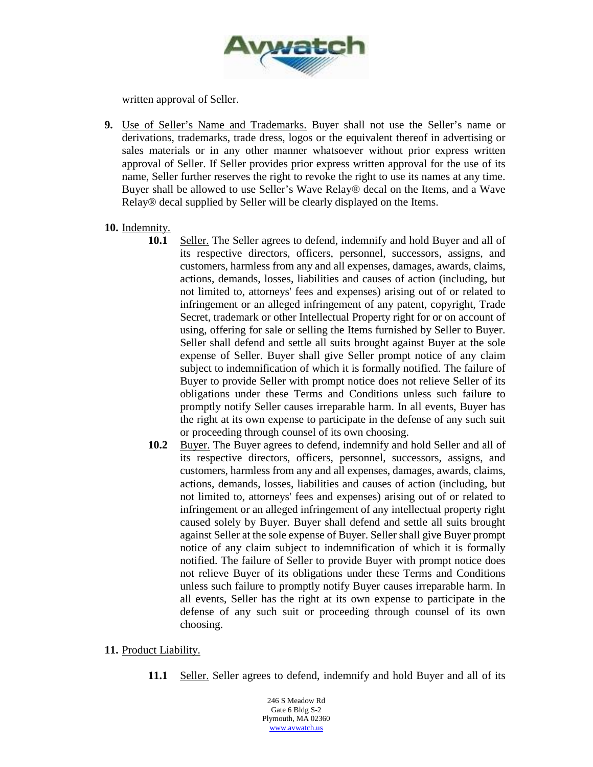written approval of Seller.

**9.** Use of Seller's Name and Trademarks. Buyer shall not use the Seller's name or derivations, trademarks, trade dress, logos or the equivalent thereof in advertising or sales materials or in any other manner whatsoever without prior express written approval of Seller. If Seller provides prior express written approval for the use of its name, Seller further reserves the right to revoke the right to use its names at any time. Buyer shall be allowed to use Seller's Wave Relay® decal on the Items, and a Wave Relay® decal supplied by Seller will be clearly displayed on the Items.

**10.** Indemnity.

**10.1** Seller. The Seller agrees to defend, indemnify and hold Buyer and all of its respective directors, officers, personnel, successors, assigns, and customers, harmless from any and all expenses, damages, awards, claims, actions, demands, losses, liabilities and causes of action (including, but not limited to, attorneys' fees and expenses) arising out of or related to infringement or an alleged infringement of any patent, copyright, Trade Secret, trademark or other Intellectual Property right for or on account of using, offering for sale or selling the Items furnished by Seller to Buyer. Seller shall defend and settle all suits brought against Buyer at the sole expense of Seller. Buyer shall give Seller prompt notice of any claim subject to indemnification of which it is formally notified. The failure of Buyer to provide Seller with prompt notice does not relieve Seller of its obligations under these Terms and Conditions unless such failure to promptly notify Seller causes irreparable harm. In all events, Buyer has the right at its own expense to participate in the defense of any such suit or proceeding through counsel of its own choosing.

**10.2** Buyer. The Buyer agrees to defend, indemnify and hold Seller and all of its respective directors, officers, personnel, successors, assigns, and customers, harmless from any and all expenses, damages, awards, claims, actions, demands, losses, liabilities and causes of action (including, but not limited to, attorneys' fees and expenses) arising out of or related to infringement or an alleged infringement of any intellectual property right caused solely by Buyer. Buyer shall defend and settle all suits brought against Seller at the sole expense of Buyer. Seller shall give Buyer prompt notice of any claim subject to indemnification of which it is formally notified. The failure of Seller to provide Buyer with prompt notice does not relieve Buyer of its obligations under these Terms and Conditions unless such failure to promptly notify Buyer causes irreparable harm. In all events, Seller has the right at its own expense to participate in the defense of any such suit or proceeding through counsel of its own choosing.

**11.** Product Liability.

**11.1** Seller. Seller agrees to defend, indemnify and hold Buyer and all of its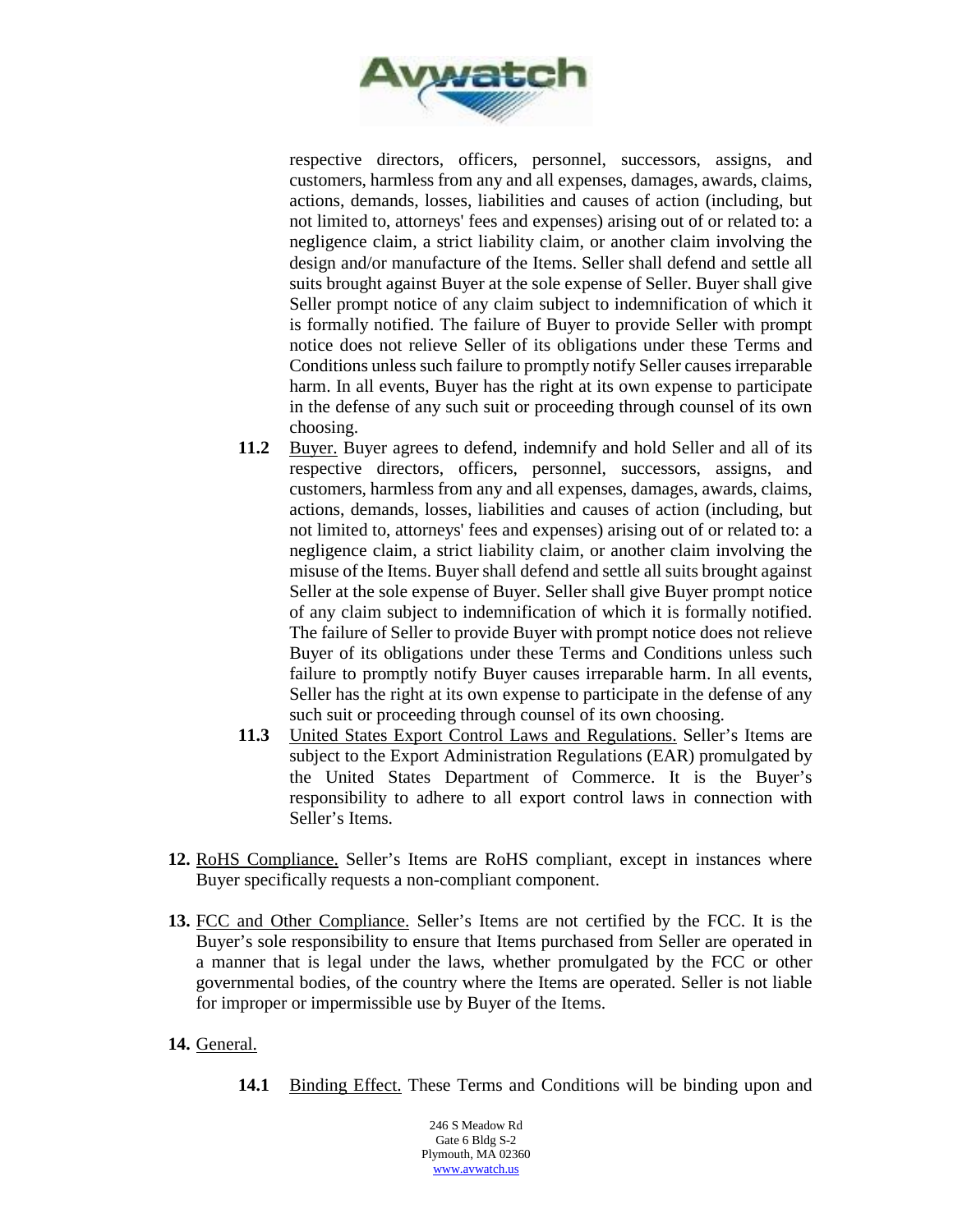respective directors, officers, personnel, successors, assigns, and customers, harmless from any and all expenses, damages, awards, claims, actions, demands, losses, liabilities and causes of action (including, but not limited to, attorneys' fees and expenses) arising out of or related to: a negligence claim, a strict liability claim, or another claim involving the design and/or manufacture of the Items. Seller shall defend and settle all suits brought against Buyer at the sole expense of Seller. Buyer shall give Seller prompt notice of any claim subject to indemnification of which it is formally notified. The failure of Buyer to provide Seller with prompt notice does not relieve Seller of its obligations under these Terms and Conditions unless such failure to promptly notify Seller causes irreparable harm. In all events, Buyer has the right at its own expense to participate in the defense of any such suit or proceeding through counsel of its own choosing.

**11.2** Buyer. Buyer agrees to defend, indemnify and hold Seller and all of its respective directors, officers, personnel, successors, assigns, and customers, harmless from any and all expenses, damages, awards, claims, actions, demands, losses, liabilities and causes of action (including, but not limited to, attorneys' fees and expenses) arising out of or related to: a negligence claim, a strict liability claim, or another claim involving the misuse of the Items. Buyer shall defend and settle all suits brought against Seller at the sole expense of Buyer. Seller shall give Buyer prompt notice of any claim subject to indemnification of which it is formally notified. The failure of Seller to provide Buyer with prompt notice does not relieve Buyer of its obligations under these Terms and Conditions unless such failure to promptly notify Buyer causes irreparable harm. In all events, Seller has the right at its own expense to participate in the defense of any such suit or proceeding through counsel of its own choosing.

**11.3** United States Export Control Laws and Regulations. Seller's Items are subject to the Export Administration Regulations (EAR) promulgated by the United States Department of Commerce. It is the Buyer's responsibility to adhere to all export control laws in connection with Seller's Items.

**12.** RoHS Compliance. Seller's Items are RoHS compliant, except in instances where Buyer specifically requests a non-compliant component.

**13.** FCC and Other Compliance. Seller's Items are not certified by the FCC. It is the Buyer's sole responsibility to ensure that Items purchased from Seller are operated in a manner that is legal under the laws, whether promulgated by the FCC or other governmental bodies, of the country where the Items are operated. Seller is not liable for improper or impermissible use by Buyer of the Items.

**14.** General.

**14.1** Binding Effect. These Terms and Conditions will be binding upon and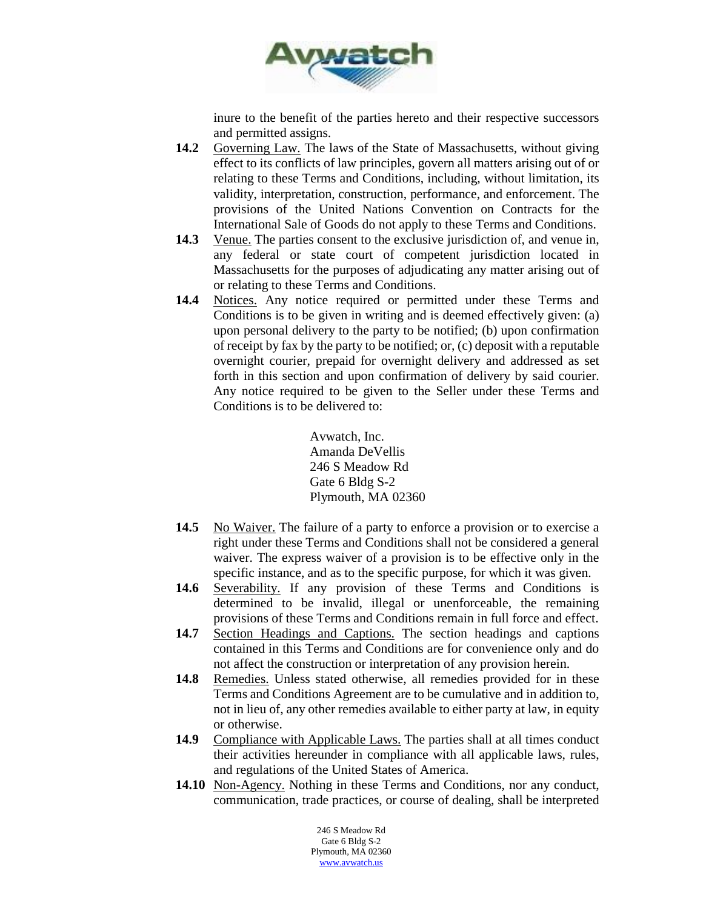inure to the benefit of the parties hereto and their respective successors and permitted assigns.

**14.2** Governing Law. The laws of the State of Massachusetts, without giving effect to its conflicts of law principles, govern all matters arising out of or relating to these Terms and Conditions, including, without limitation, its validity, interpretation, construction, performance, and enforcement. The provisions of the United Nations Convention on Contracts for the International Sale of Goods do not apply to these Terms and Conditions.

**14.3** Venue. The parties consent to the exclusive jurisdiction of, and venue in, any federal or state court of competent jurisdiction located in Massachusetts for the purposes of adjudicating any matter arising out of or relating to these Terms and Conditions.

**14.4** Notices. Any notice required or permitted under these Terms and Conditions is to be given in writing and is deemed effectively given: (a) upon personal delivery to the party to be notified; (b) upon confirmation of receipt by fax by the party to be notified; or, (c) deposit with a reputable overnight courier, prepaid for overnight delivery and addressed as set forth in this section and upon confirmation of delivery by said courier. Any notice required to be given to the Seller under these Terms and Conditions is to be delivered to:

Avwatch, Inc.
Amanda DeVellis
246 S Meadow Rd
Gate 6 Bldg S-2
Plymouth, MA 02360

**14.5** No Waiver. The failure of a party to enforce a provision or to exercise a right under these Terms and Conditions shall not be considered a general waiver. The express waiver of a provision is to be effective only in the specific instance, and as to the specific purpose, for which it was given.

**14.6** Severability. If any provision of these Terms and Conditions is determined to be invalid, illegal or unenforceable, the remaining provisions of these Terms and Conditions remain in full force and effect.

**14.7** Section Headings and Captions. The section headings and captions contained in this Terms and Conditions are for convenience only and do not affect the construction or interpretation of any provision herein.

**14.8** Remedies. Unless stated otherwise, all remedies provided for in these Terms and Conditions Agreement are to be cumulative and in addition to, not in lieu of, any other remedies available to either party at law, in equity or otherwise.

**14.9** Compliance with Applicable Laws. The parties shall at all times conduct their activities hereunder in compliance with all applicable laws, rules, and regulations of the United States of America.

**14.10** Non-Agency. Nothing in these Terms and Conditions, nor any conduct, communication, trade practices, or course of dealing, shall be interpreted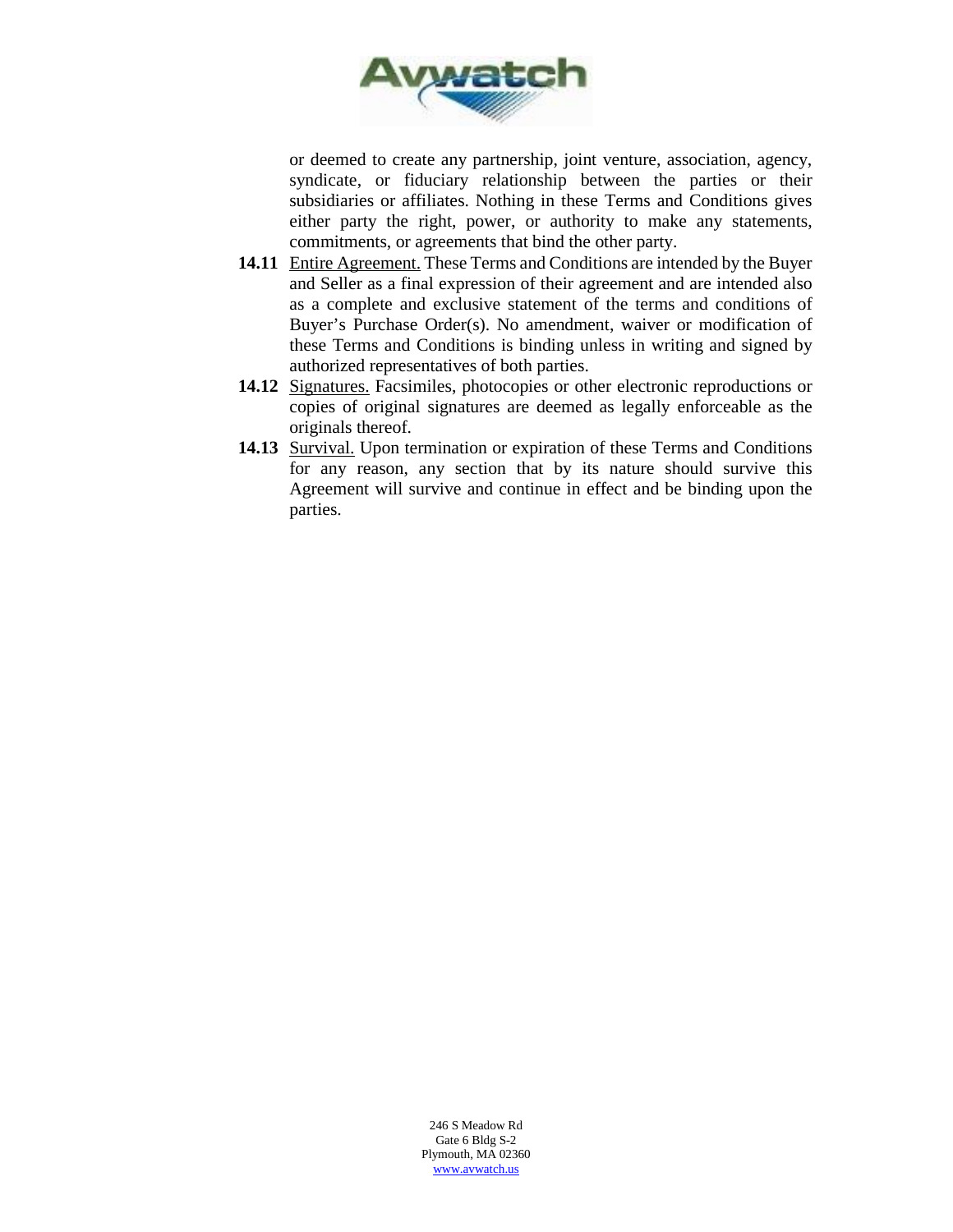or deemed to create any partnership, joint venture, association, agency, syndicate, or fiduciary relationship between the parties or their subsidiaries or affiliates. Nothing in these Terms and Conditions gives either party the right, power, or authority to make any statements, commitments, or agreements that bind the other party.

**14.11** Entire Agreement. These Terms and Conditions are intended by the Buyer and Seller as a final expression of their agreement and are intended also as a complete and exclusive statement of the terms and conditions of Buyer's Purchase Order(s). No amendment, waiver or modification of these Terms and Conditions is binding unless in writing and signed by authorized representatives of both parties.

**14.12** Signatures. Facsimiles, photocopies or other electronic reproductions or copies of original signatures are deemed as legally enforceable as the originals thereof.

**14.13** Survival. Upon termination or expiration of these Terms and Conditions for any reason, any section that by its nature should survive this Agreement will survive and continue in effect and be binding upon the parties.